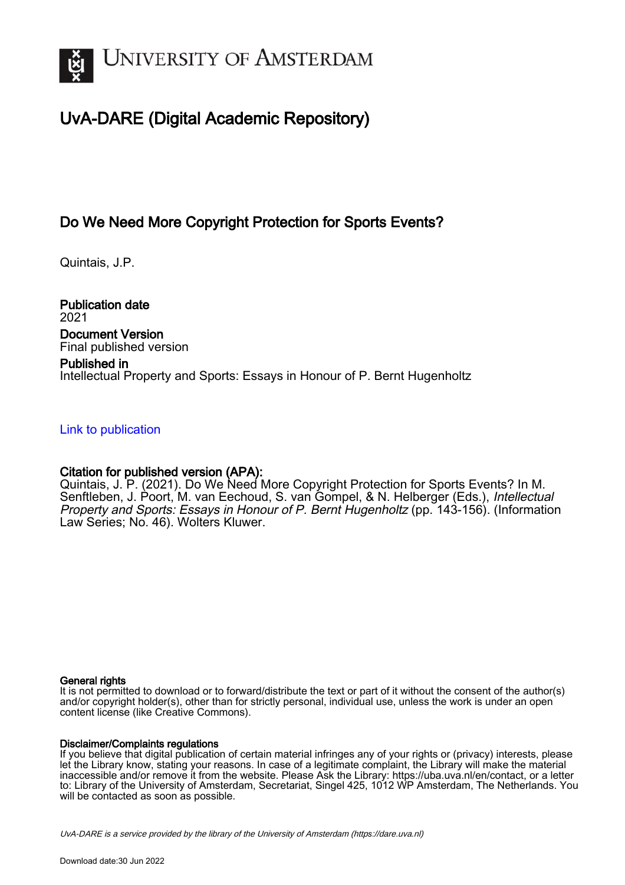# UNIVERSITY OF AMSTERDAM

## UvA-DARE (Digital Academic Repository)

### Do We Need More Copyright Protection for Sports Events?

Quintais, J.P.

**Publication date**
2021

**Document Version**
Final published version

**Published in**
Intellectual Property and Sports: Essays in Honour of P. Bernt Hugenholtz

Link to publication

**Citation for published version (APA):**
Quintais, J. P. (2021). Do We Need More Copyright Protection for Sports Events? In M. Senftleben, J. Poort, M. van Eechoud, S. van Gompel, & N. Helberger (Eds.), *Intellectual Property and Sports: Essays in Honour of P. Bernt Hugenholtz* (pp. 143-156). (Information Law Series; No. 46). Wolters Kluwer.

**General rights**
It is not permitted to download or to forward/distribute the text or part of it without the consent of the author(s) and/or copyright holder(s), other than for strictly personal, individual use, unless the work is under an open content license (like Creative Commons).

**Disclaimer/Complaints regulations**
If you believe that digital publication of certain material infringes any of your rights or (privacy) interests, please let the Library know, stating your reasons. In case of a legitimate complaint, the Library will make the material inaccessible and/or remove it from the website. Please Ask the Library: https://uba.uva.nl/en/contact, or a letter to: Library of the University of Amsterdam, Secretariat, Singel 425, 1012 WP Amsterdam, The Netherlands. You will be contacted as soon as possible.

*UvA-DARE is a service provided by the library of the University of Amsterdam (https://dare.uva.nl)*

Download date:30 Jun 2022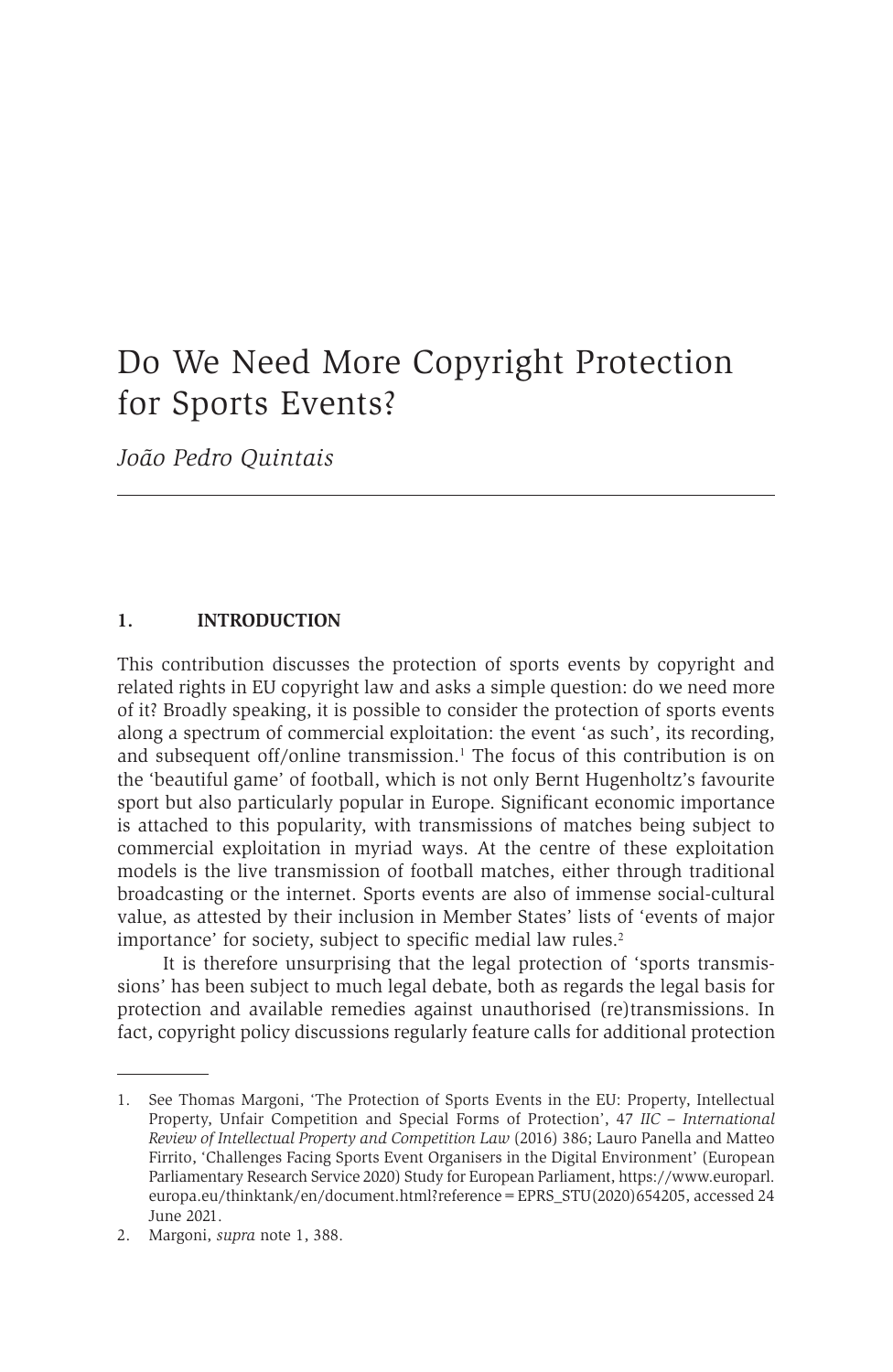# Do We Need More Copyright Protection for Sports Events?

*João Pedro Quintais*

## 1. INTRODUCTION

This contribution discusses the protection of sports events by copyright and related rights in EU copyright law and asks a simple question: do we need more of it? Broadly speaking, it is possible to consider the protection of sports events along a spectrum of commercial exploitation: the event 'as such', its recording, and subsequent off/online transmission.[1] The focus of this contribution is on the 'beautiful game' of football, which is not only Bernt Hugenholtz's favourite sport but also particularly popular in Europe. Significant economic importance is attached to this popularity, with transmissions of matches being subject to commercial exploitation in myriad ways. At the centre of these exploitation models is the live transmission of football matches, either through traditional broadcasting or the internet. Sports events are also of immense social-cultural value, as attested by their inclusion in Member States' lists of 'events of major importance' for society, subject to specific medial law rules.[2]

It is therefore unsurprising that the legal protection of 'sports transmissions' has been subject to much legal debate, both as regards the legal basis for protection and available remedies against unauthorised (re)transmissions. In fact, copyright policy discussions regularly feature calls for additional protection

---

1. See Thomas Margoni, 'The Protection of Sports Events in the EU: Property, Intellectual Property, Unfair Competition and Special Forms of Protection', 47 *IIC – International Review of Intellectual Property and Competition Law* (2016) 386; Lauro Panella and Matteo Firrito, 'Challenges Facing Sports Event Organisers in the Digital Environment' (European Parliamentary Research Service 2020) Study for European Parliament, https://www.europarl.europa.eu/thinktank/en/document.html?reference=EPRS_STU(2020)654205, accessed 24 June 2021.
2. Margoni, *supra* note 1, 388.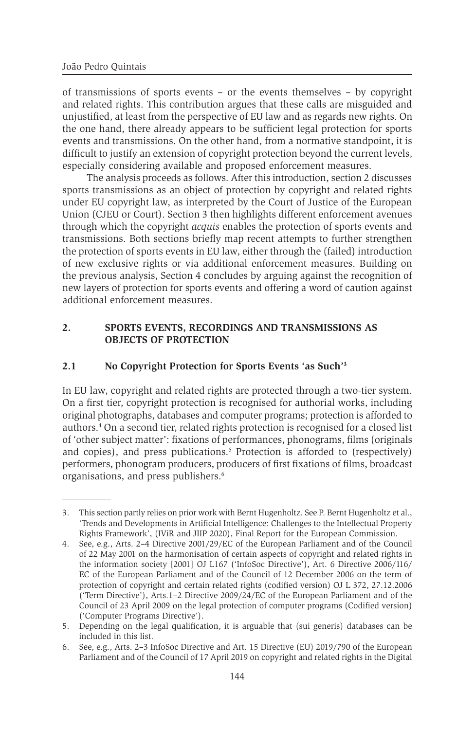of transmissions of sports events – or the events themselves – by copyright and related rights. This contribution argues that these calls are misguided and unjustified, at least from the perspective of EU law and as regards new rights. On the one hand, there already appears to be sufficient legal protection for sports events and transmissions. On the other hand, from a normative standpoint, it is difficult to justify an extension of copyright protection beyond the current levels, especially considering available and proposed enforcement measures.

The analysis proceeds as follows. After this introduction, section 2 discusses sports transmissions as an object of protection by copyright and related rights under EU copyright law, as interpreted by the Court of Justice of the European Union (CJEU or Court). Section 3 then highlights different enforcement avenues through which the copyright *acquis* enables the protection of sports events and transmissions. Both sections briefly map recent attempts to further strengthen the protection of sports events in EU law, either through the (failed) introduction of new exclusive rights or via additional enforcement measures. Building on the previous analysis, Section 4 concludes by arguing against the recognition of new layers of protection for sports events and offering a word of caution against additional enforcement measures.

## 2. SPORTS EVENTS, RECORDINGS AND TRANSMISSIONS AS OBJECTS OF PROTECTION

### 2.1 No Copyright Protection for Sports Events 'as Such'[3]

In EU law, copyright and related rights are protected through a two-tier system. On a first tier, copyright protection is recognised for authorial works, including original photographs, databases and computer programs; protection is afforded to authors.[4] On a second tier, related rights protection is recognised for a closed list of 'other subject matter': fixations of performances, phonograms, films (originals and copies), and press publications.[5] Protection is afforded to (respectively) performers, phonogram producers, producers of first fixations of films, broadcast organisations, and press publishers.[6]

---

3. This section partly relies on prior work with Bernt Hugenholtz. See P. Bernt Hugenholtz et al., 'Trends and Developments in Artificial Intelligence: Challenges to the Intellectual Property Rights Framework', (IViR and JIIP 2020), Final Report for the European Commission.

4. See, e.g., Arts. 2–4 Directive 2001/29/EC of the European Parliament and of the Council of 22 May 2001 on the harmonisation of certain aspects of copyright and related rights in the information society [2001] OJ L167 ('InfoSoc Directive'), Art. 6 Directive 2006/116/EC of the European Parliament and of the Council of 12 December 2006 on the term of protection of copyright and certain related rights (codified version) OJ L 372, 27.12.2006 ('Term Directive'), Arts.1–2 Directive 2009/24/EC of the European Parliament and of the Council of 23 April 2009 on the legal protection of computer programs (Codified version) ('Computer Programs Directive').

5. Depending on the legal qualification, it is arguable that (sui generis) databases can be included in this list.

6. See, e.g., Arts. 2–3 InfoSoc Directive and Art. 15 Directive (EU) 2019/790 of the European Parliament and of the Council of 17 April 2019 on copyright and related rights in the Digital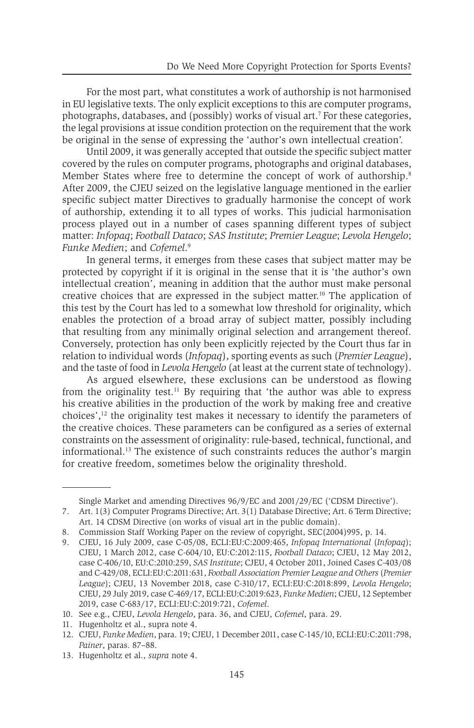For the most part, what constitutes a work of authorship is not harmonised in EU legislative texts. The only explicit exceptions to this are computer programs, photographs, databases, and (possibly) works of visual art.[7] For these categories, the legal provisions at issue condition protection on the requirement that the work be original in the sense of expressing the 'author's own intellectual creation'.

Until 2009, it was generally accepted that outside the specific subject matter covered by the rules on computer programs, photographs and original databases, Member States where free to determine the concept of work of authorship.[8] After 2009, the CJEU seized on the legislative language mentioned in the earlier specific subject matter Directives to gradually harmonise the concept of work of authorship, extending it to all types of works. This judicial harmonisation process played out in a number of cases spanning different types of subject matter: *Infopaq*; *Football Dataco*; *SAS Institute*; *Premier League*; *Levola Hengelo*; *Funke Medien*; and *Cofemel*.[9]

In general terms, it emerges from these cases that subject matter may be protected by copyright if it is original in the sense that it is 'the author's own intellectual creation', meaning in addition that the author must make personal creative choices that are expressed in the subject matter.[10] The application of this test by the Court has led to a somewhat low threshold for originality, which enables the protection of a broad array of subject matter, possibly including that resulting from any minimally original selection and arrangement thereof. Conversely, protection has only been explicitly rejected by the Court thus far in relation to individual words (*Infopaq*), sporting events as such (*Premier League*), and the taste of food in *Levola Hengelo* (at least at the current state of technology).

As argued elsewhere, these exclusions can be understood as flowing from the originality test.[11] By requiring that 'the author was able to express his creative abilities in the production of the work by making free and creative choices',[12] the originality test makes it necessary to identify the parameters of the creative choices. These parameters can be configured as a series of external constraints on the assessment of originality: rule-based, technical, functional, and informational.[13] The existence of such constraints reduces the author's margin for creative freedom, sometimes below the originality threshold.

---

Single Market and amending Directives 96/9/EC and 2001/29/EC ('CDSM Directive').

7. Art. 1(3) Computer Programs Directive; Art. 3(1) Database Directive; Art. 6 Term Directive; Art. 14 CDSM Directive (on works of visual art in the public domain).
8. Commission Staff Working Paper on the review of copyright, SEC(2004)995, p. 14.
9. CJEU, 16 July 2009, case C-05/08, ECLI:EU:C:2009:465, *Infopaq International* (*Infopaq*); CJEU, 1 March 2012, case C-604/10, EU:C:2012:115, *Football Dataco*; CJEU, 12 May 2012, case C-406/10, EU:C:2010:259, *SAS Institute*; CJEU, 4 October 2011, Joined Cases C-403/08 and C-429/08, ECLI:EU:C:2011:631, *Football Association Premier League and Others* (*Premier League*); CJEU, 13 November 2018, case C-310/17, ECLI:EU:C:2018:899, *Levola Hengelo*; CJEU, 29 July 2019, case C-469/17, ECLI:EU:C:2019:623, *Funke Medien*; CJEU, 12 September 2019, case C-683/17, ECLI:EU:C:2019:721, *Cofemel*.
10. See e.g., CJEU, *Levola Hengelo*, para. 36, and CJEU, *Cofemel*, para. 29.
11. Hugenholtz et al., supra note 4.
12. CJEU, *Funke Medien*, para. 19; CJEU, 1 December 2011, case C-145/10, ECLI:EU:C:2011:798, *Painer*, paras. 87–88.
13. Hugenholtz et al., *supra* note 4.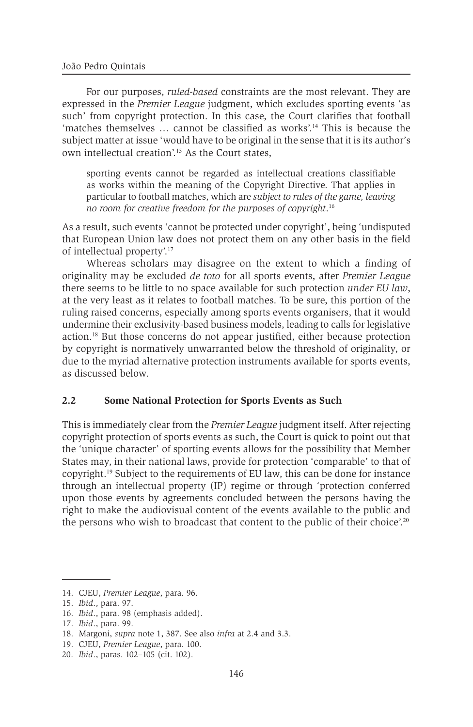For our purposes, *ruled-based* constraints are the most relevant. They are expressed in the *Premier League* judgment, which excludes sporting events 'as such' from copyright protection. In this case, the Court clarifies that football 'matches themselves … cannot be classified as works'.[14] This is because the subject matter at issue 'would have to be original in the sense that it is its author's own intellectual creation'.[15] As the Court states,

> sporting events cannot be regarded as intellectual creations classifiable as works within the meaning of the Copyright Directive. That applies in particular to football matches, which are *subject to rules of the game, leaving no room for creative freedom for the purposes of copyright*.[16]

As a result, such events 'cannot be protected under copyright', being 'undisputed that European Union law does not protect them on any other basis in the field of intellectual property'.[17]

Whereas scholars may disagree on the extent to which a finding of originality may be excluded *de toto* for all sports events, after *Premier League* there seems to be little to no space available for such protection *under EU law*, at the very least as it relates to football matches. To be sure, this portion of the ruling raised concerns, especially among sports events organisers, that it would undermine their exclusivity-based business models, leading to calls for legislative action.[18] But those concerns do not appear justified, either because protection by copyright is normatively unwarranted below the threshold of originality, or due to the myriad alternative protection instruments available for sports events, as discussed below.

## 2.2 Some National Protection for Sports Events as Such

This is immediately clear from the *Premier League* judgment itself. After rejecting copyright protection of sports events as such, the Court is quick to point out that the 'unique character' of sporting events allows for the possibility that Member States may, in their national laws, provide for protection 'comparable' to that of copyright.[19] Subject to the requirements of EU law, this can be done for instance through an intellectual property (IP) regime or through 'protection conferred upon those events by agreements concluded between the persons having the right to make the audiovisual content of the events available to the public and the persons who wish to broadcast that content to the public of their choice'.[20]

---

14. CJEU, *Premier League*, para. 96.
15. *Ibid.*, para. 97.
16. *Ibid.*, para. 98 (emphasis added).
17. *Ibid.*, para. 99.
18. Margoni, *supra* note 1, 387. See also *infra* at 2.4 and 3.3.
19. CJEU, *Premier League*, para. 100.
20. *Ibid.*, paras. 102–105 (cit. 102).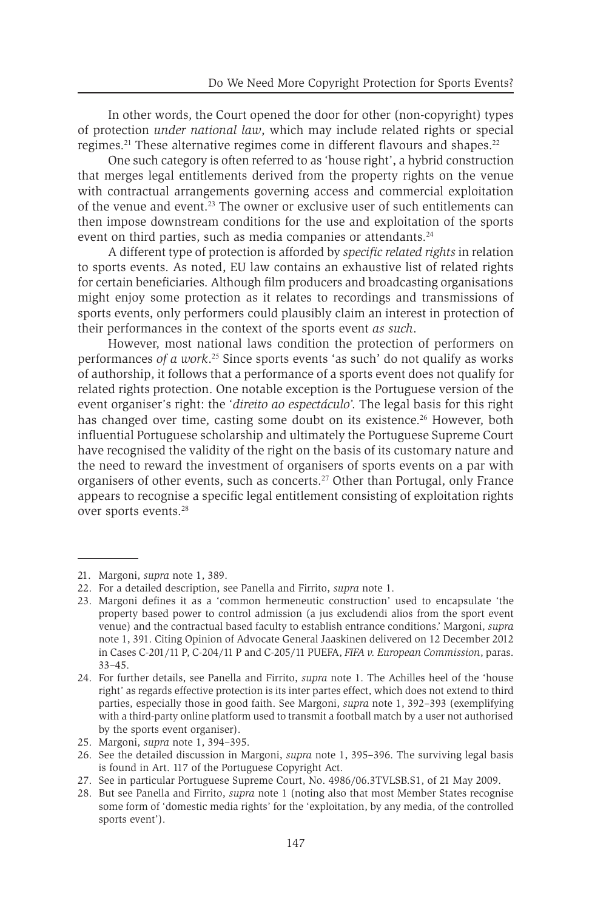In other words, the Court opened the door for other (non-copyright) types of protection *under national law*, which may include related rights or special regimes.[21] These alternative regimes come in different flavours and shapes.[22]

One such category is often referred to as 'house right', a hybrid construction that merges legal entitlements derived from the property rights on the venue with contractual arrangements governing access and commercial exploitation of the venue and event.[23] The owner or exclusive user of such entitlements can then impose downstream conditions for the use and exploitation of the sports event on third parties, such as media companies or attendants.[24]

A different type of protection is afforded by *specific related rights* in relation to sports events. As noted, EU law contains an exhaustive list of related rights for certain beneficiaries. Although film producers and broadcasting organisations might enjoy some protection as it relates to recordings and transmissions of sports events, only performers could plausibly claim an interest in protection of their performances in the context of the sports event *as such*.

However, most national laws condition the protection of performers on performances *of a work*.[25] Since sports events 'as such' do not qualify as works of authorship, it follows that a performance of a sports event does not qualify for related rights protection. One notable exception is the Portuguese version of the event organiser's right: the '*direito ao espectáculo*'. The legal basis for this right has changed over time, casting some doubt on its existence.[26] However, both influential Portuguese scholarship and ultimately the Portuguese Supreme Court have recognised the validity of the right on the basis of its customary nature and the need to reward the investment of organisers of sports events on a par with organisers of other events, such as concerts.[27] Other than Portugal, only France appears to recognise a specific legal entitlement consisting of exploitation rights over sports events.[28]

---

21. Margoni, *supra* note 1, 389.
22. For a detailed description, see Panella and Firrito, *supra* note 1.
23. Margoni defines it as a 'common hermeneutic construction' used to encapsulate 'the property based power to control admission (a jus excludendi alios from the sport event venue) and the contractual based faculty to establish entrance conditions.' Margoni, *supra* note 1, 391. Citing Opinion of Advocate General Jaaskinen delivered on 12 December 2012 in Cases C-201/11 P, C-204/11 P and C-205/11 PUEFA, *FIFA v. European Commission*, paras. 33–45.
24. For further details, see Panella and Firrito, *supra* note 1. The Achilles heel of the 'house right' as regards effective protection is its inter partes effect, which does not extend to third parties, especially those in good faith. See Margoni, *supra* note 1, 392–393 (exemplifying with a third-party online platform used to transmit a football match by a user not authorised by the sports event organiser).
25. Margoni, *supra* note 1, 394–395.
26. See the detailed discussion in Margoni, *supra* note 1, 395–396. The surviving legal basis is found in Art. 117 of the Portuguese Copyright Act.
27. See in particular Portuguese Supreme Court, No. 4986/06.3TVLSB.S1, of 21 May 2009.
28. But see Panella and Firrito, *supra* note 1 (noting also that most Member States recognise some form of 'domestic media rights' for the 'exploitation, by any media, of the controlled sports event').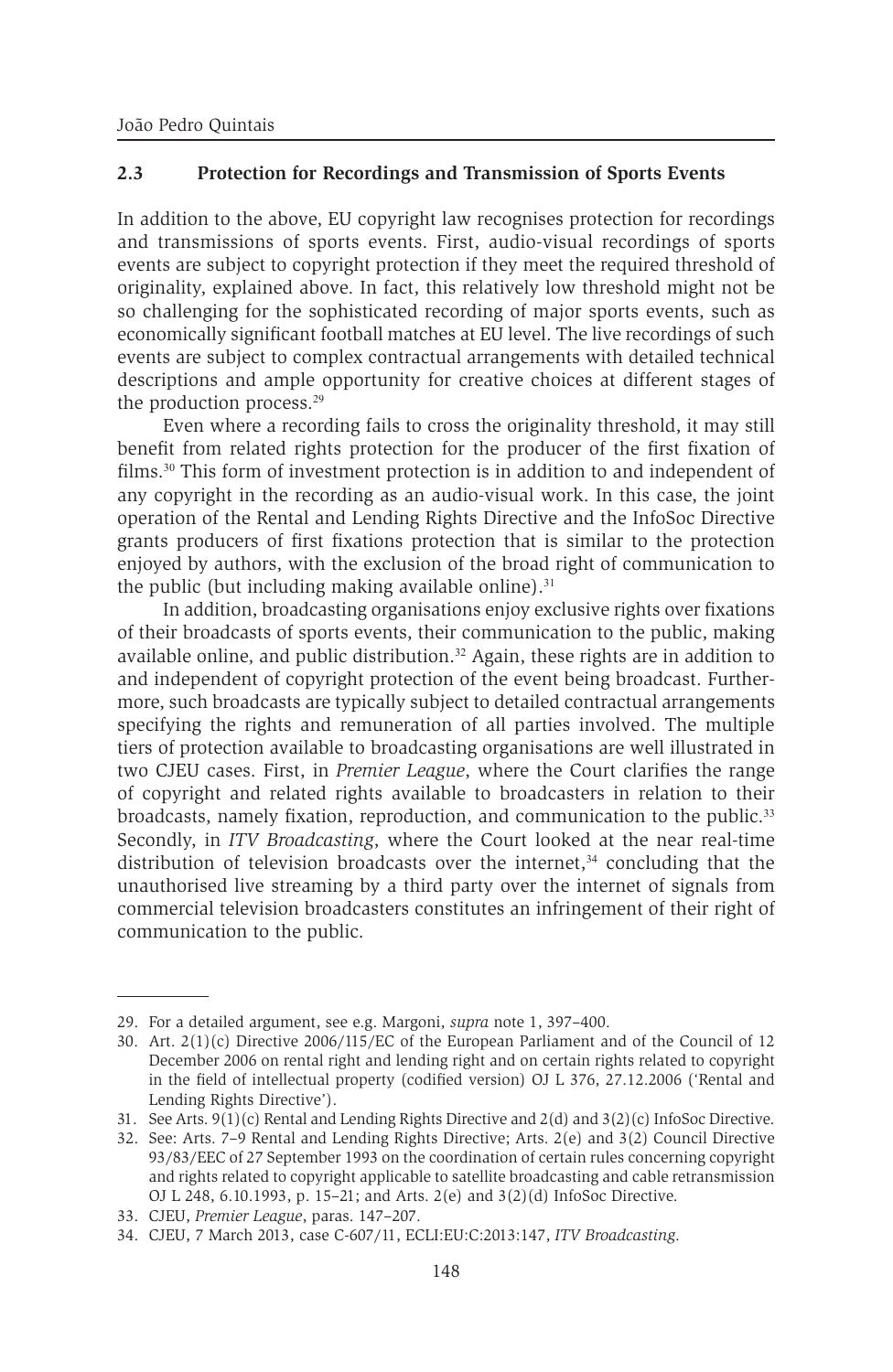## 2.3 Protection for Recordings and Transmission of Sports Events

In addition to the above, EU copyright law recognises protection for recordings and transmissions of sports events. First, audio-visual recordings of sports events are subject to copyright protection if they meet the required threshold of originality, explained above. In fact, this relatively low threshold might not be so challenging for the sophisticated recording of major sports events, such as economically significant football matches at EU level. The live recordings of such events are subject to complex contractual arrangements with detailed technical descriptions and ample opportunity for creative choices at different stages of the production process.[29]

Even where a recording fails to cross the originality threshold, it may still benefit from related rights protection for the producer of the first fixation of films.[30] This form of investment protection is in addition to and independent of any copyright in the recording as an audio-visual work. In this case, the joint operation of the Rental and Lending Rights Directive and the InfoSoc Directive grants producers of first fixations protection that is similar to the protection enjoyed by authors, with the exclusion of the broad right of communication to the public (but including making available online).[31]

In addition, broadcasting organisations enjoy exclusive rights over fixations of their broadcasts of sports events, their communication to the public, making available online, and public distribution.[32] Again, these rights are in addition to and independent of copyright protection of the event being broadcast. Furthermore, such broadcasts are typically subject to detailed contractual arrangements specifying the rights and remuneration of all parties involved. The multiple tiers of protection available to broadcasting organisations are well illustrated in two CJEU cases. First, in *Premier League*, where the Court clarifies the range of copyright and related rights available to broadcasters in relation to their broadcasts, namely fixation, reproduction, and communication to the public.[33] Secondly, in *ITV Broadcasting*, where the Court looked at the near real-time distribution of television broadcasts over the internet,[34] concluding that the unauthorised live streaming by a third party over the internet of signals from commercial television broadcasters constitutes an infringement of their right of communication to the public.

---

29. For a detailed argument, see e.g. Margoni, *supra* note 1, 397–400.
30. Art. 2(1)(c) Directive 2006/115/EC of the European Parliament and of the Council of 12 December 2006 on rental right and lending right and on certain rights related to copyright in the field of intellectual property (codified version) OJ L 376, 27.12.2006 ('Rental and Lending Rights Directive').
31. See Arts. 9(1)(c) Rental and Lending Rights Directive and 2(d) and 3(2)(c) InfoSoc Directive.
32. See: Arts. 7–9 Rental and Lending Rights Directive; Arts. 2(e) and 3(2) Council Directive 93/83/EEC of 27 September 1993 on the coordination of certain rules concerning copyright and rights related to copyright applicable to satellite broadcasting and cable retransmission OJ L 248, 6.10.1993, p. 15–21; and Arts. 2(e) and 3(2)(d) InfoSoc Directive.
33. CJEU, *Premier League*, paras. 147–207.
34. CJEU, 7 March 2013, case C-607/11, ECLI:EU:C:2013:147, *ITV Broadcasting*.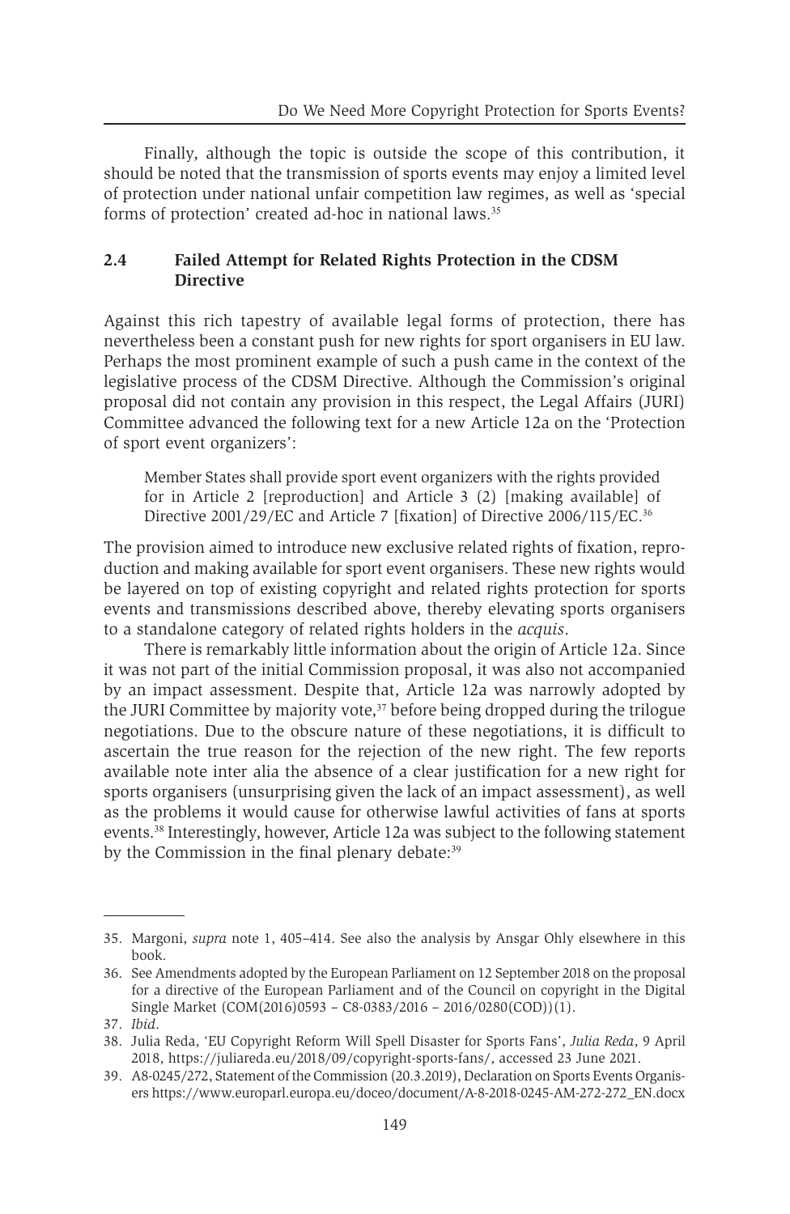Finally, although the topic is outside the scope of this contribution, it should be noted that the transmission of sports events may enjoy a limited level of protection under national unfair competition law regimes, as well as 'special forms of protection' created ad-hoc in national laws.[35]

### 2.4 Failed Attempt for Related Rights Protection in the CDSM Directive

Against this rich tapestry of available legal forms of protection, there has nevertheless been a constant push for new rights for sport organisers in EU law. Perhaps the most prominent example of such a push came in the context of the legislative process of the CDSM Directive. Although the Commission's original proposal did not contain any provision in this respect, the Legal Affairs (JURI) Committee advanced the following text for a new Article 12a on the 'Protection of sport event organizers':

> Member States shall provide sport event organizers with the rights provided for in Article 2 [reproduction] and Article 3 (2) [making available] of Directive 2001/29/EC and Article 7 [fixation] of Directive 2006/115/EC.[36]

The provision aimed to introduce new exclusive related rights of fixation, reproduction and making available for sport event organisers. These new rights would be layered on top of existing copyright and related rights protection for sports events and transmissions described above, thereby elevating sports organisers to a standalone category of related rights holders in the *acquis*.

There is remarkably little information about the origin of Article 12a. Since it was not part of the initial Commission proposal, it was also not accompanied by an impact assessment. Despite that, Article 12a was narrowly adopted by the JURI Committee by majority vote,[37] before being dropped during the trilogue negotiations. Due to the obscure nature of these negotiations, it is difficult to ascertain the true reason for the rejection of the new right. The few reports available note inter alia the absence of a clear justification for a new right for sports organisers (unsurprising given the lack of an impact assessment), as well as the problems it would cause for otherwise lawful activities of fans at sports events.[38] Interestingly, however, Article 12a was subject to the following statement by the Commission in the final plenary debate:[39]

---

35. Margoni, *supra* note 1, 405–414. See also the analysis by Ansgar Ohly elsewhere in this book.
36. See Amendments adopted by the European Parliament on 12 September 2018 on the proposal for a directive of the European Parliament and of the Council on copyright in the Digital Single Market (COM(2016)0593 – C8-0383/2016 – 2016/0280(COD))(1).
37. *Ibid*.
38. Julia Reda, 'EU Copyright Reform Will Spell Disaster for Sports Fans', *Julia Reda*, 9 April 2018, https://juliareda.eu/2018/09/copyright-sports-fans/, accessed 23 June 2021.
39. A8-0245/272, Statement of the Commission (20.3.2019), Declaration on Sports Events Organisers https://www.europarl.europa.eu/doceo/document/A-8-2018-0245-AM-272-272_EN.docx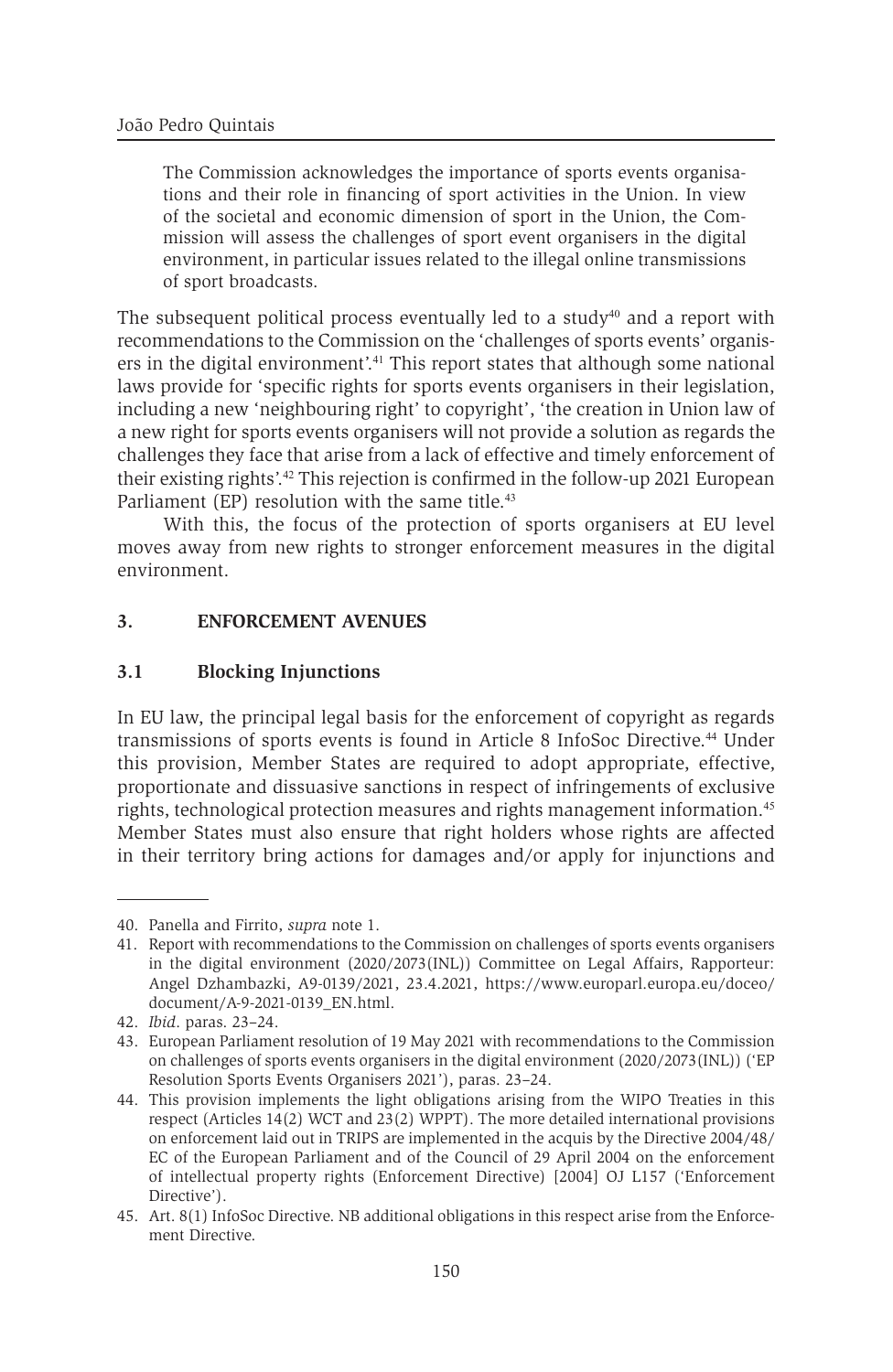> The Commission acknowledges the importance of sports events organisations and their role in financing of sport activities in the Union. In view of the societal and economic dimension of sport in the Union, the Commission will assess the challenges of sport event organisers in the digital environment, in particular issues related to the illegal online transmissions of sport broadcasts.

The subsequent political process eventually led to a study[40] and a report with recommendations to the Commission on the 'challenges of sports events' organisers in the digital environment'.[41] This report states that although some national laws provide for 'specific rights for sports events organisers in their legislation, including a new 'neighbouring right' to copyright', 'the creation in Union law of a new right for sports events organisers will not provide a solution as regards the challenges they face that arise from a lack of effective and timely enforcement of their existing rights'.[42] This rejection is confirmed in the follow-up 2021 European Parliament (EP) resolution with the same title.[43]

With this, the focus of the protection of sports organisers at EU level moves away from new rights to stronger enforcement measures in the digital environment.

## 3. ENFORCEMENT AVENUES

### 3.1 Blocking Injunctions

In EU law, the principal legal basis for the enforcement of copyright as regards transmissions of sports events is found in Article 8 InfoSoc Directive.[44] Under this provision, Member States are required to adopt appropriate, effective, proportionate and dissuasive sanctions in respect of infringements of exclusive rights, technological protection measures and rights management information.[45] Member States must also ensure that right holders whose rights are affected in their territory bring actions for damages and/or apply for injunctions and

---

40. Panella and Firrito, *supra* note 1.

41. Report with recommendations to the Commission on challenges of sports events organisers in the digital environment (2020/2073(INL)) Committee on Legal Affairs, Rapporteur: Angel Dzhambazki, A9-0139/2021, 23.4.2021, https://www.europarl.europa.eu/doceo/document/A-9-2021-0139_EN.html.

42. *Ibid*. paras. 23–24.

43. European Parliament resolution of 19 May 2021 with recommendations to the Commission on challenges of sports events organisers in the digital environment (2020/2073(INL)) ('EP Resolution Sports Events Organisers 2021'), paras. 23–24.

44. This provision implements the light obligations arising from the WIPO Treaties in this respect (Articles 14(2) WCT and 23(2) WPPT). The more detailed international provisions on enforcement laid out in TRIPS are implemented in the acquis by the Directive 2004/48/EC of the European Parliament and of the Council of 29 April 2004 on the enforcement of intellectual property rights (Enforcement Directive) [2004] OJ L157 ('Enforcement Directive').

45. Art. 8(1) InfoSoc Directive. NB additional obligations in this respect arise from the Enforcement Directive.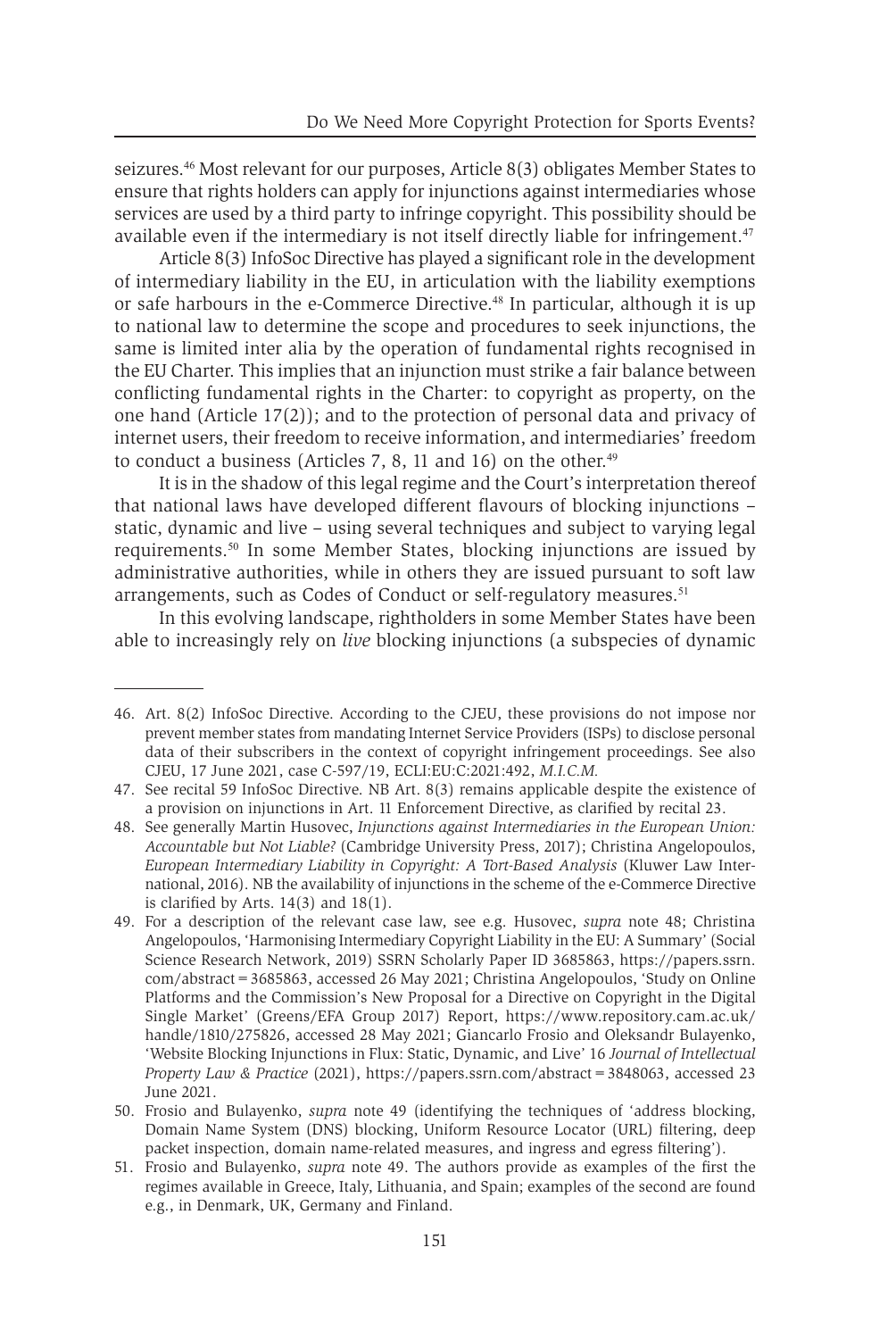seizures.[46] Most relevant for our purposes, Article 8(3) obligates Member States to ensure that rights holders can apply for injunctions against intermediaries whose services are used by a third party to infringe copyright. This possibility should be available even if the intermediary is not itself directly liable for infringement.[47]

Article 8(3) InfoSoc Directive has played a significant role in the development of intermediary liability in the EU, in articulation with the liability exemptions or safe harbours in the e-Commerce Directive.[48] In particular, although it is up to national law to determine the scope and procedures to seek injunctions, the same is limited inter alia by the operation of fundamental rights recognised in the EU Charter. This implies that an injunction must strike a fair balance between conflicting fundamental rights in the Charter: to copyright as property, on the one hand (Article 17(2)); and to the protection of personal data and privacy of internet users, their freedom to receive information, and intermediaries' freedom to conduct a business (Articles 7, 8, 11 and 16) on the other.[49]

It is in the shadow of this legal regime and the Court's interpretation thereof that national laws have developed different flavours of blocking injunctions – static, dynamic and live – using several techniques and subject to varying legal requirements.[50] In some Member States, blocking injunctions are issued by administrative authorities, while in others they are issued pursuant to soft law arrangements, such as Codes of Conduct or self-regulatory measures.[51]

In this evolving landscape, rightholders in some Member States have been able to increasingly rely on *live* blocking injunctions (a subspecies of dynamic

---

46. Art. 8(2) InfoSoc Directive. According to the CJEU, these provisions do not impose nor prevent member states from mandating Internet Service Providers (ISPs) to disclose personal data of their subscribers in the context of copyright infringement proceedings. See also CJEU, 17 June 2021, case C-597/19, ECLI:EU:C:2021:492, *M.I.C.M.*

47. See recital 59 InfoSoc Directive. NB Art. 8(3) remains applicable despite the existence of a provision on injunctions in Art. 11 Enforcement Directive, as clarified by recital 23.

48. See generally Martin Husovec, *Injunctions against Intermediaries in the European Union: Accountable but Not Liable?* (Cambridge University Press, 2017); Christina Angelopoulos, *European Intermediary Liability in Copyright: A Tort-Based Analysis* (Kluwer Law International, 2016). NB the availability of injunctions in the scheme of the e-Commerce Directive is clarified by Arts. 14(3) and 18(1).

49. For a description of the relevant case law, see e.g. Husovec, *supra* note 48; Christina Angelopoulos, 'Harmonising Intermediary Copyright Liability in the EU: A Summary' (Social Science Research Network, 2019) SSRN Scholarly Paper ID 3685863, https://papers.ssrn.com/abstract=3685863, accessed 26 May 2021; Christina Angelopoulos, 'Study on Online Platforms and the Commission's New Proposal for a Directive on Copyright in the Digital Single Market' (Greens/EFA Group 2017) Report, https://www.repository.cam.ac.uk/handle/1810/275826, accessed 28 May 2021; Giancarlo Frosio and Oleksandr Bulayenko, 'Website Blocking Injunctions in Flux: Static, Dynamic, and Live' 16 *Journal of Intellectual Property Law & Practice* (2021), https://papers.ssrn.com/abstract=3848063, accessed 23 June 2021.

50. Frosio and Bulayenko, *supra* note 49 (identifying the techniques of 'address blocking, Domain Name System (DNS) blocking, Uniform Resource Locator (URL) filtering, deep packet inspection, domain name-related measures, and ingress and egress filtering').

51. Frosio and Bulayenko, *supra* note 49. The authors provide as examples of the first the regimes available in Greece, Italy, Lithuania, and Spain; examples of the second are found e.g., in Denmark, UK, Germany and Finland.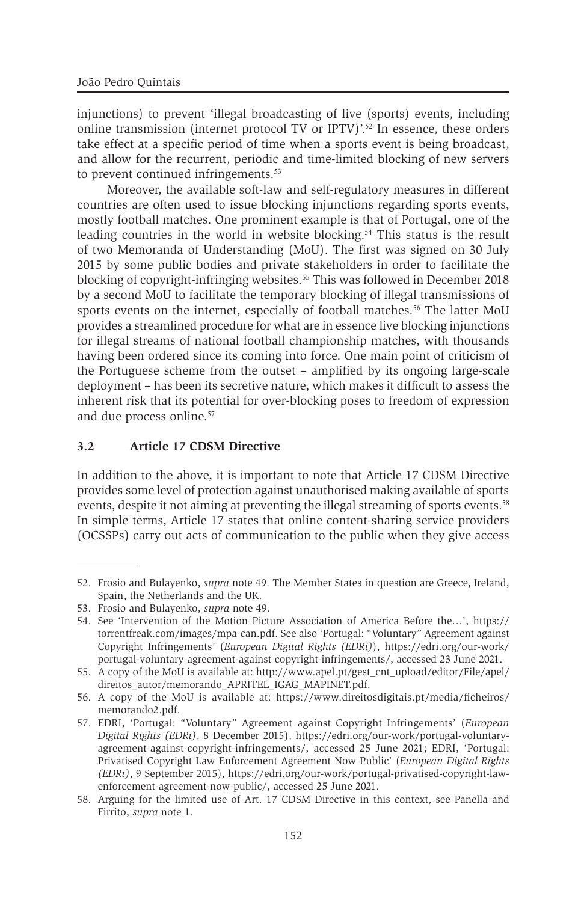injunctions) to prevent 'illegal broadcasting of live (sports) events, including online transmission (internet protocol TV or IPTV)'.[52] In essence, these orders take effect at a specific period of time when a sports event is being broadcast, and allow for the recurrent, periodic and time-limited blocking of new servers to prevent continued infringements.[53]

Moreover, the available soft-law and self-regulatory measures in different countries are often used to issue blocking injunctions regarding sports events, mostly football matches. One prominent example is that of Portugal, one of the leading countries in the world in website blocking.[54] This status is the result of two Memoranda of Understanding (MoU). The first was signed on 30 July 2015 by some public bodies and private stakeholders in order to facilitate the blocking of copyright-infringing websites.[55] This was followed in December 2018 by a second MoU to facilitate the temporary blocking of illegal transmissions of sports events on the internet, especially of football matches.[56] The latter MoU provides a streamlined procedure for what are in essence live blocking injunctions for illegal streams of national football championship matches, with thousands having been ordered since its coming into force. One main point of criticism of the Portuguese scheme from the outset – amplified by its ongoing large-scale deployment – has been its secretive nature, which makes it difficult to assess the inherent risk that its potential for over-blocking poses to freedom of expression and due process online.[57]

### 3.2 Article 17 CDSM Directive

In addition to the above, it is important to note that Article 17 CDSM Directive provides some level of protection against unauthorised making available of sports events, despite it not aiming at preventing the illegal streaming of sports events.[58] In simple terms, Article 17 states that online content-sharing service providers (OCSSPs) carry out acts of communication to the public when they give access

---

52. Frosio and Bulayenko, *supra* note 49. The Member States in question are Greece, Ireland, Spain, the Netherlands and the UK.
53. Frosio and Bulayenko, *supra* note 49.
54. See 'Intervention of the Motion Picture Association of America Before the…', https://torrentfreak.com/images/mpa-can.pdf. See also 'Portugal: "Voluntary" Agreement against Copyright Infringements' (*European Digital Rights (EDRi)*), https://edri.org/our-work/portugal-voluntary-agreement-against-copyright-infringements/, accessed 23 June 2021.
55. A copy of the MoU is available at: http://www.apel.pt/gest_cnt_upload/editor/File/apel/direitos_autor/memorando_APRITEL_IGAG_MAPINET.pdf.
56. A copy of the MoU is available at: https://www.direitosdigitais.pt/media/ficheiros/memorando2.pdf.
57. EDRI, 'Portugal: "Voluntary" Agreement against Copyright Infringements' (*European Digital Rights (EDRi)*, 8 December 2015), https://edri.org/our-work/portugal-voluntary-agreement-against-copyright-infringements/, accessed 25 June 2021; EDRI, 'Portugal: Privatised Copyright Law Enforcement Agreement Now Public' (*European Digital Rights (EDRi)*, 9 September 2015), https://edri.org/our-work/portugal-privatised-copyright-law-enforcement-agreement-now-public/, accessed 25 June 2021.
58. Arguing for the limited use of Art. 17 CDSM Directive in this context, see Panella and Firrito, *supra* note 1.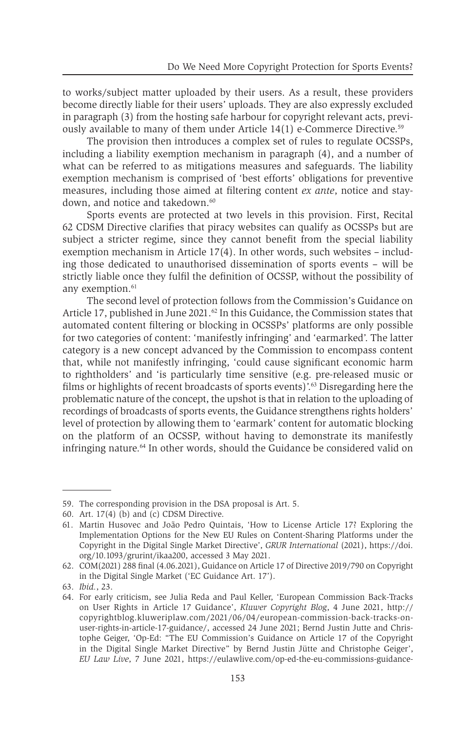to works/subject matter uploaded by their users. As a result, these providers become directly liable for their users' uploads. They are also expressly excluded in paragraph (3) from the hosting safe harbour for copyright relevant acts, previously available to many of them under Article 14(1) e-Commerce Directive.[59]

The provision then introduces a complex set of rules to regulate OCSSPs, including a liability exemption mechanism in paragraph (4), and a number of what can be referred to as mitigations measures and safeguards. The liability exemption mechanism is comprised of 'best efforts' obligations for preventive measures, including those aimed at filtering content *ex ante*, notice and staydown, and notice and takedown.[60]

Sports events are protected at two levels in this provision. First, Recital 62 CDSM Directive clarifies that piracy websites can qualify as OCSSPs but are subject a stricter regime, since they cannot benefit from the special liability exemption mechanism in Article 17(4). In other words, such websites – including those dedicated to unauthorised dissemination of sports events – will be strictly liable once they fulfil the definition of OCSSP, without the possibility of any exemption.[61]

The second level of protection follows from the Commission's Guidance on Article 17, published in June 2021.[62] In this Guidance, the Commission states that automated content filtering or blocking in OCSSPs' platforms are only possible for two categories of content: 'manifestly infringing' and 'earmarked'. The latter category is a new concept advanced by the Commission to encompass content that, while not manifestly infringing, 'could cause significant economic harm to rightholders' and 'is particularly time sensitive (e.g. pre-released music or films or highlights of recent broadcasts of sports events)'.[63] Disregarding here the problematic nature of the concept, the upshot is that in relation to the uploading of recordings of broadcasts of sports events, the Guidance strengthens rights holders' level of protection by allowing them to 'earmark' content for automatic blocking on the platform of an OCSSP, without having to demonstrate its manifestly infringing nature.[64] In other words, should the Guidance be considered valid on

---

59. The corresponding provision in the DSA proposal is Art. 5.

60. Art. 17(4) (b) and (c) CDSM Directive.

61. Martin Husovec and João Pedro Quintais, 'How to License Article 17? Exploring the Implementation Options for the New EU Rules on Content-Sharing Platforms under the Copyright in the Digital Single Market Directive', *GRUR International* (2021), https://doi.org/10.1093/grurint/ikaa200, accessed 3 May 2021.

62. COM(2021) 288 final (4.06.2021), Guidance on Article 17 of Directive 2019/790 on Copyright in the Digital Single Market ('EC Guidance Art. 17').

63. *Ibid.*, 23.

64. For early criticism, see Julia Reda and Paul Keller, 'European Commission Back-Tracks on User Rights in Article 17 Guidance', *Kluwer Copyright Blog*, 4 June 2021, http://copyrightblog.kluweriplaw.com/2021/06/04/european-commission-back-tracks-on-user-rights-in-article-17-guidance/, accessed 24 June 2021; Bernd Justin Jutte and Christophe Geiger, 'Op-Ed: "The EU Commission's Guidance on Article 17 of the Copyright in the Digital Single Market Directive" by Bernd Justin Jütte and Christophe Geiger', *EU Law Live*, 7 June 2021, https://eulawlive.com/op-ed-the-eu-commissions-guidance-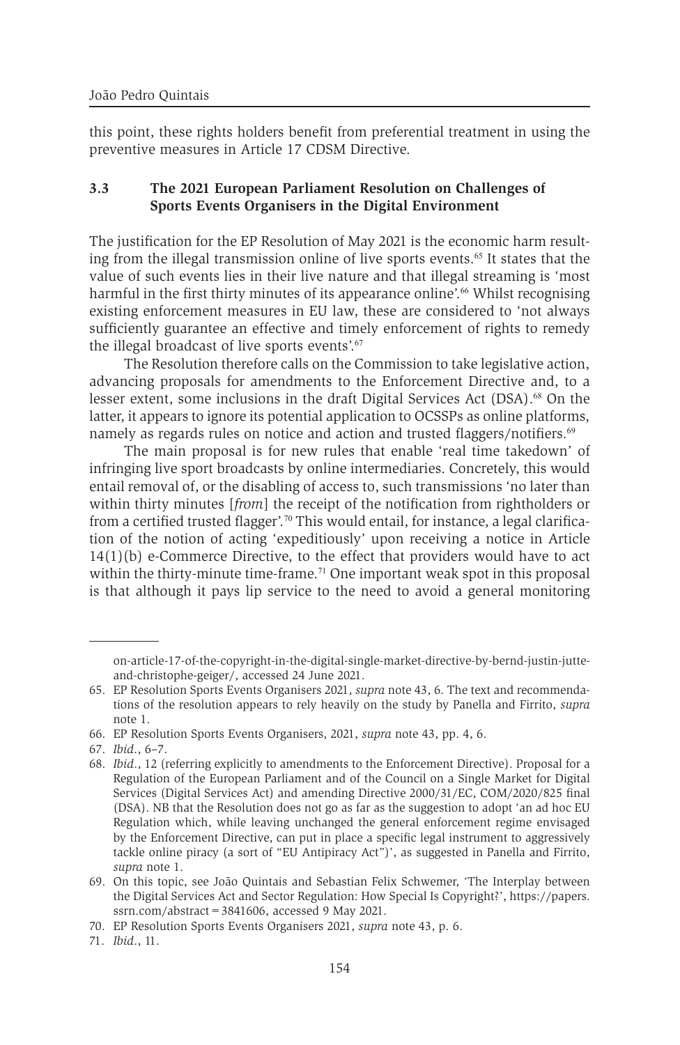this point, these rights holders benefit from preferential treatment in using the preventive measures in Article 17 CDSM Directive.

### 3.3 The 2021 European Parliament Resolution on Challenges of Sports Events Organisers in the Digital Environment

The justification for the EP Resolution of May 2021 is the economic harm resulting from the illegal transmission online of live sports events.[65] It states that the value of such events lies in their live nature and that illegal streaming is 'most harmful in the first thirty minutes of its appearance online'.[66] Whilst recognising existing enforcement measures in EU law, these are considered to 'not always sufficiently guarantee an effective and timely enforcement of rights to remedy the illegal broadcast of live sports events'.[67]

The Resolution therefore calls on the Commission to take legislative action, advancing proposals for amendments to the Enforcement Directive and, to a lesser extent, some inclusions in the draft Digital Services Act (DSA).[68] On the latter, it appears to ignore its potential application to OCSSPs as online platforms, namely as regards rules on notice and action and trusted flaggers/notifiers.[69]

The main proposal is for new rules that enable 'real time takedown' of infringing live sport broadcasts by online intermediaries. Concretely, this would entail removal of, or the disabling of access to, such transmissions 'no later than within thirty minutes [*from*] the receipt of the notification from rightholders or from a certified trusted flagger'.[70] This would entail, for instance, a legal clarification of the notion of acting 'expeditiously' upon receiving a notice in Article 14(1)(b) e-Commerce Directive, to the effect that providers would have to act within the thirty-minute time-frame.[71] One important weak spot in this proposal is that although it pays lip service to the need to avoid a general monitoring

---

on-article-17-of-the-copyright-in-the-digital-single-market-directive-by-bernd-justin-jutte-and-christophe-geiger/, accessed 24 June 2021.

65. EP Resolution Sports Events Organisers 2021, *supra* note 43, 6. The text and recommendations of the resolution appears to rely heavily on the study by Panella and Firrito, *supra* note 1.
66. EP Resolution Sports Events Organisers, 2021, *supra* note 43, pp. 4, 6.
67. *Ibid.*, 6–7.
68. *Ibid.*, 12 (referring explicitly to amendments to the Enforcement Directive). Proposal for a Regulation of the European Parliament and of the Council on a Single Market for Digital Services (Digital Services Act) and amending Directive 2000/31/EC, COM/2020/825 final (DSA). NB that the Resolution does not go as far as the suggestion to adopt 'an ad hoc EU Regulation which, while leaving unchanged the general enforcement regime envisaged by the Enforcement Directive, can put in place a specific legal instrument to aggressively tackle online piracy (a sort of "EU Antipiracy Act")', as suggested in Panella and Firrito, *supra* note 1.
69. On this topic, see João Quintais and Sebastian Felix Schwemer, 'The Interplay between the Digital Services Act and Sector Regulation: How Special Is Copyright?', https://papers.ssrn.com/abstract=3841606, accessed 9 May 2021.
70. EP Resolution Sports Events Organisers 2021, *supra* note 43, p. 6.
71. *Ibid.*, 11.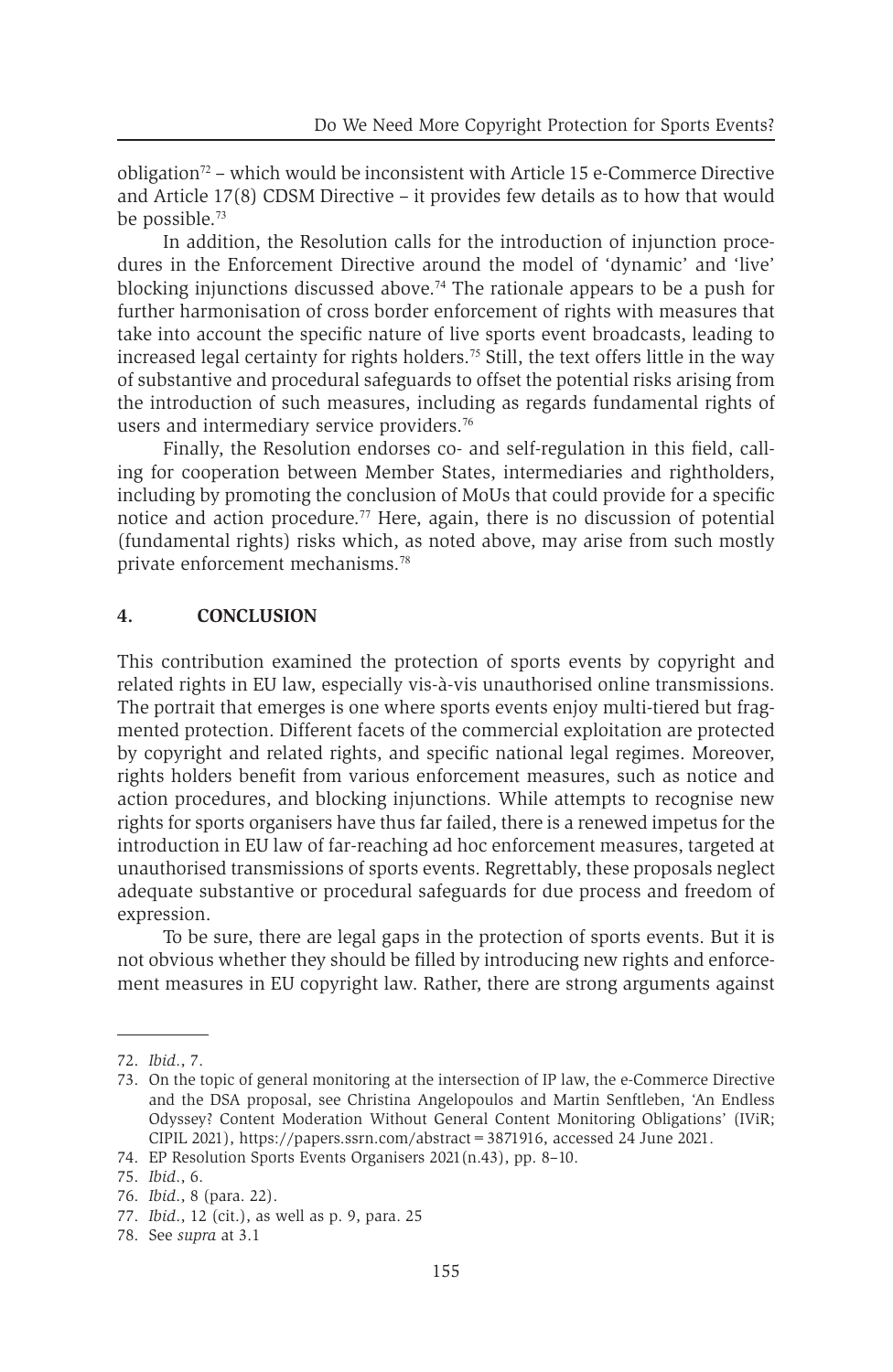obligation[72] – which would be inconsistent with Article 15 e-Commerce Directive and Article 17(8) CDSM Directive – it provides few details as to how that would be possible.[73]

In addition, the Resolution calls for the introduction of injunction procedures in the Enforcement Directive around the model of 'dynamic' and 'live' blocking injunctions discussed above.[74] The rationale appears to be a push for further harmonisation of cross border enforcement of rights with measures that take into account the specific nature of live sports event broadcasts, leading to increased legal certainty for rights holders.[75] Still, the text offers little in the way of substantive and procedural safeguards to offset the potential risks arising from the introduction of such measures, including as regards fundamental rights of users and intermediary service providers.[76]

Finally, the Resolution endorses co- and self-regulation in this field, calling for cooperation between Member States, intermediaries and rightholders, including by promoting the conclusion of MoUs that could provide for a specific notice and action procedure.[77] Here, again, there is no discussion of potential (fundamental rights) risks which, as noted above, may arise from such mostly private enforcement mechanisms.[78]

## 4. CONCLUSION

This contribution examined the protection of sports events by copyright and related rights in EU law, especially vis-à-vis unauthorised online transmissions. The portrait that emerges is one where sports events enjoy multi-tiered but fragmented protection. Different facets of the commercial exploitation are protected by copyright and related rights, and specific national legal regimes. Moreover, rights holders benefit from various enforcement measures, such as notice and action procedures, and blocking injunctions. While attempts to recognise new rights for sports organisers have thus far failed, there is a renewed impetus for the introduction in EU law of far-reaching ad hoc enforcement measures, targeted at unauthorised transmissions of sports events. Regrettably, these proposals neglect adequate substantive or procedural safeguards for due process and freedom of expression.

To be sure, there are legal gaps in the protection of sports events. But it is not obvious whether they should be filled by introducing new rights and enforcement measures in EU copyright law. Rather, there are strong arguments against

---

72. *Ibid.*, 7.

73. On the topic of general monitoring at the intersection of IP law, the e-Commerce Directive and the DSA proposal, see Christina Angelopoulos and Martin Senftleben, 'An Endless Odyssey? Content Moderation Without General Content Monitoring Obligations' (IViR; CIPIL 2021), https://papers.ssrn.com/abstract=3871916, accessed 24 June 2021.

74. EP Resolution Sports Events Organisers 2021(n.43), pp. 8–10.

75. *Ibid.*, 6.

76. *Ibid.*, 8 (para. 22).

77. *Ibid.*, 12 (cit.), as well as p. 9, para. 25

78. See *supra* at 3.1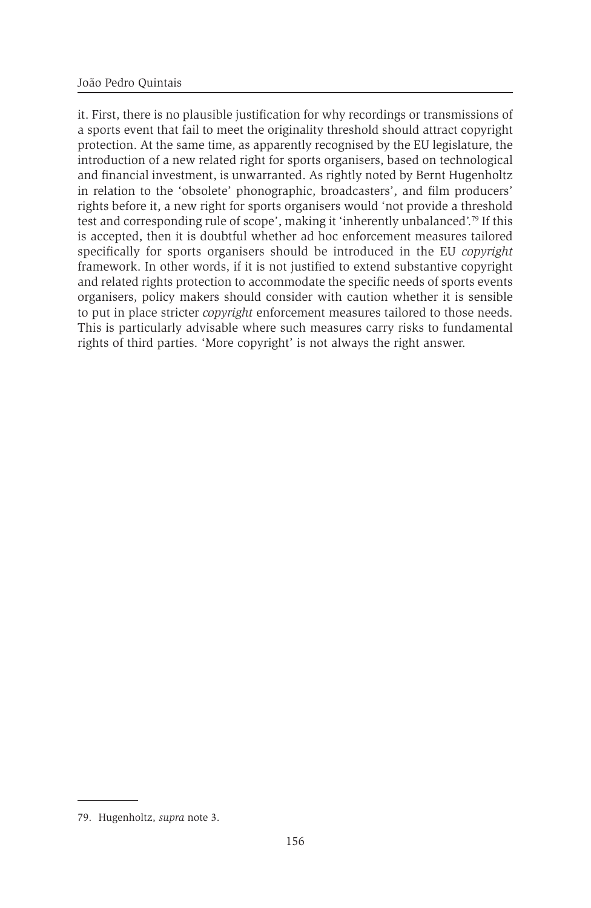it. First, there is no plausible justification for why recordings or transmissions of a sports event that fail to meet the originality threshold should attract copyright protection. At the same time, as apparently recognised by the EU legislature, the introduction of a new related right for sports organisers, based on technological and financial investment, is unwarranted. As rightly noted by Bernt Hugenholtz in relation to the 'obsolete' phonographic, broadcasters', and film producers' rights before it, a new right for sports organisers would 'not provide a threshold test and corresponding rule of scope', making it 'inherently unbalanced'.[79] If this is accepted, then it is doubtful whether ad hoc enforcement measures tailored specifically for sports organisers should be introduced in the EU *copyright* framework. In other words, if it is not justified to extend substantive copyright and related rights protection to accommodate the specific needs of sports events organisers, policy makers should consider with caution whether it is sensible to put in place stricter *copyright* enforcement measures tailored to those needs. This is particularly advisable where such measures carry risks to fundamental rights of third parties. 'More copyright' is not always the right answer.

---

79. Hugenholtz, *supra* note 3.